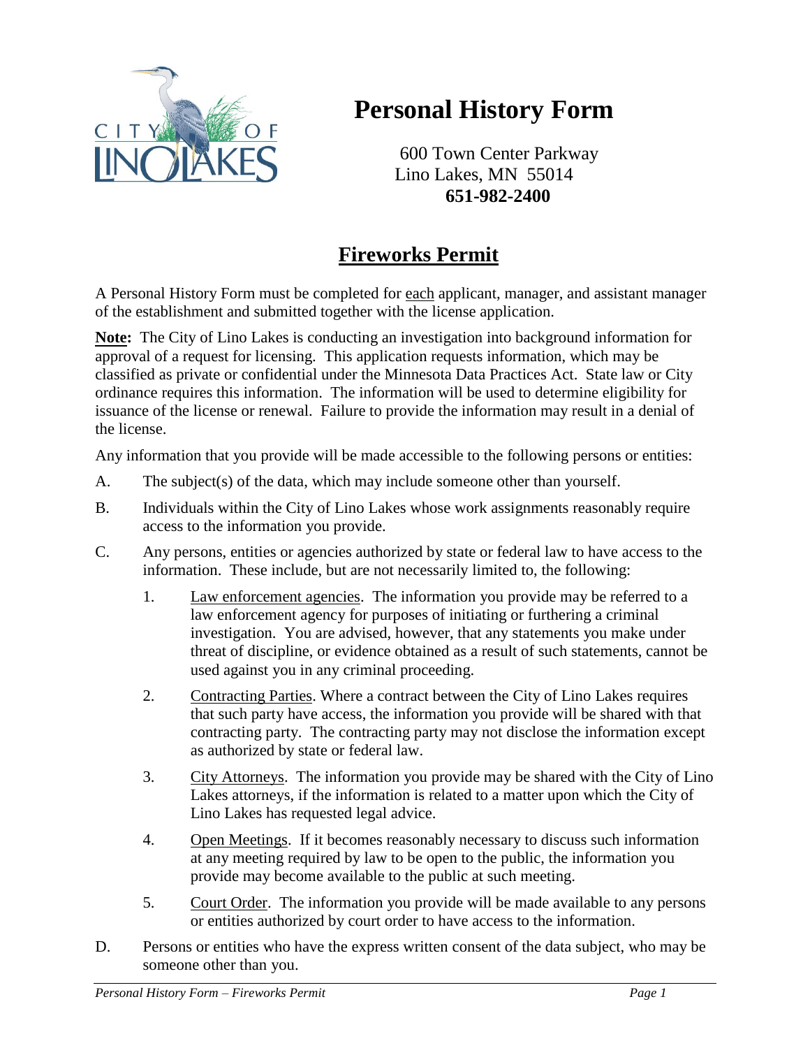# Personal History Form

600 Town Center Parkway
Lino Lakes, MN 55014
**651-982-2400**

## Fireworks Permit

A Personal History Form must be completed for each applicant, manager, and assistant manager of the establishment and submitted together with the license application.

**Note:** The City of Lino Lakes is conducting an investigation into background information for approval of a request for licensing. This application requests information, which may be classified as private or confidential under the Minnesota Data Practices Act. State law or City ordinance requires this information. The information will be used to determine eligibility for issuance of the license or renewal. Failure to provide the information may result in a denial of the license.

Any information that you provide will be made accessible to the following persons or entities:

A. The subject(s) of the data, which may include someone other than yourself.

B. Individuals within the City of Lino Lakes whose work assignments reasonably require access to the information you provide.

C. Any persons, entities or agencies authorized by state or federal law to have access to the information. These include, but are not necessarily limited to, the following:

1. Law enforcement agencies. The information you provide may be referred to a law enforcement agency for purposes of initiating or furthering a criminal investigation. You are advised, however, that any statements you make under threat of discipline, or evidence obtained as a result of such statements, cannot be used against you in any criminal proceeding.

2. Contracting Parties. Where a contract between the City of Lino Lakes requires that such party have access, the information you provide will be shared with that contracting party. The contracting party may not disclose the information except as authorized by state or federal law.

3. City Attorneys. The information you provide may be shared with the City of Lino Lakes attorneys, if the information is related to a matter upon which the City of Lino Lakes has requested legal advice.

4. Open Meetings. If it becomes reasonably necessary to discuss such information at any meeting required by law to be open to the public, the information you provide may become available to the public at such meeting.

5. Court Order. The information you provide will be made available to any persons or entities authorized by court order to have access to the information.

D. Persons or entities who have the express written consent of the data subject, who may be someone other than you.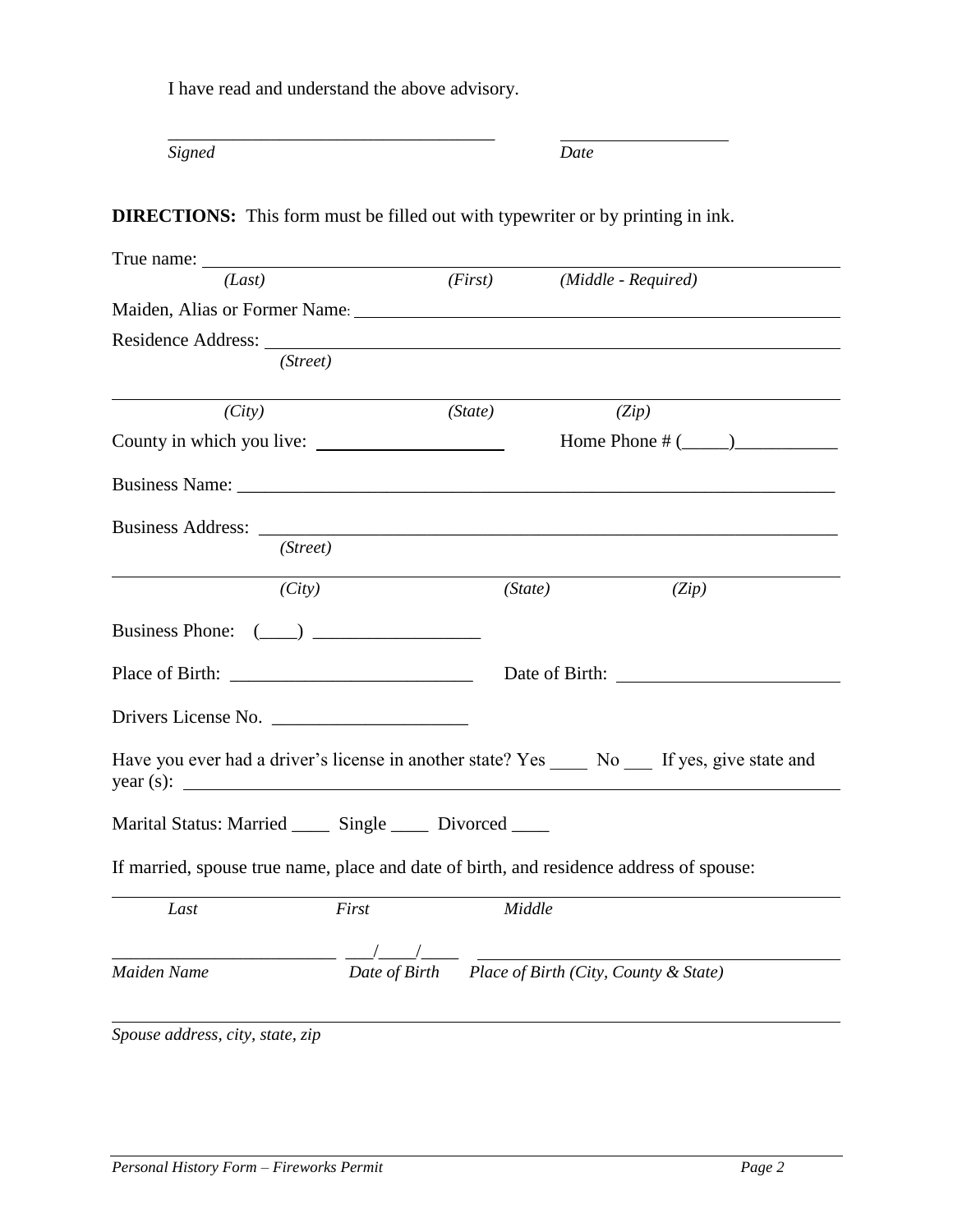I have read and understand the above advisory.

___________________________________ &nbsp;&nbsp;&nbsp;&nbsp;&nbsp;&nbsp;&nbsp;&nbsp; __________________

*Signed* &nbsp;&nbsp;&nbsp;&nbsp;&nbsp;&nbsp;&nbsp;&nbsp;&nbsp;&nbsp;&nbsp;&nbsp;&nbsp;&nbsp;&nbsp;&nbsp;&nbsp;&nbsp;&nbsp;&nbsp;&nbsp;&nbsp;&nbsp;&nbsp;&nbsp;&nbsp;&nbsp;&nbsp;&nbsp;&nbsp;&nbsp;&nbsp;&nbsp;&nbsp;&nbsp;&nbsp; *Date*

**DIRECTIONS:** This form must be filled out with typewriter or by printing in ink.

True name: ______________________________________________________________

*(Last)* &nbsp;&nbsp;&nbsp;&nbsp;&nbsp;&nbsp;&nbsp;&nbsp;&nbsp;&nbsp;&nbsp;&nbsp;&nbsp;&nbsp;&nbsp;&nbsp;&nbsp;&nbsp;&nbsp;&nbsp; *(First)* &nbsp;&nbsp;&nbsp;&nbsp;&nbsp;&nbsp;&nbsp;&nbsp; *(Middle - Required)*

Maiden, Alias or Former Name: ____________________________________________

Residence Address: ______________________________________________________

*(Street)*

__________________________________________________________________________

*(City)* &nbsp;&nbsp;&nbsp;&nbsp;&nbsp;&nbsp;&nbsp;&nbsp;&nbsp;&nbsp;&nbsp;&nbsp;&nbsp;&nbsp;&nbsp;&nbsp;&nbsp;&nbsp;&nbsp;&nbsp; *(State)* &nbsp;&nbsp;&nbsp;&nbsp;&nbsp;&nbsp;&nbsp;&nbsp;&nbsp;&nbsp;&nbsp;&nbsp; *(Zip)*

County in which you live: ____________________ &nbsp;&nbsp;&nbsp;&nbsp;&nbsp;&nbsp;&nbsp;&nbsp; Home Phone # (_____)___________

Business Name: _________________________________________________________

Business Address: _______________________________________________________

*(Street)*

__________________________________________________________________________

*(City)* &nbsp;&nbsp;&nbsp;&nbsp;&nbsp;&nbsp;&nbsp;&nbsp;&nbsp;&nbsp;&nbsp;&nbsp;&nbsp;&nbsp;&nbsp;&nbsp;&nbsp;&nbsp;&nbsp;&nbsp; *(State)* &nbsp;&nbsp;&nbsp;&nbsp;&nbsp;&nbsp;&nbsp;&nbsp;&nbsp;&nbsp;&nbsp;&nbsp; *(Zip)*

Business Phone: (____) _________________

Place of Birth: __________________________ &nbsp;&nbsp;&nbsp;&nbsp; Date of Birth: _______________________

Drivers License No. ____________________

Have you ever had a driver's license in another state? Yes ____ No ___ If yes, give state and year (s): ______________________________________________________________

Marital Status: Married ____ Single ____ Divorced ____

If married, spouse true name, place and date of birth, and residence address of spouse:

__________________________________________________________________________

*Last* &nbsp;&nbsp;&nbsp;&nbsp;&nbsp;&nbsp;&nbsp;&nbsp;&nbsp;&nbsp;&nbsp;&nbsp;&nbsp;&nbsp;&nbsp;&nbsp;&nbsp;&nbsp;&nbsp;&nbsp; *First* &nbsp;&nbsp;&nbsp;&nbsp;&nbsp;&nbsp;&nbsp;&nbsp;&nbsp;&nbsp;&nbsp;&nbsp;&nbsp;&nbsp;&nbsp;&nbsp;&nbsp;&nbsp;&nbsp;&nbsp; *Middle*

________________________ ___/____/____ &nbsp;&nbsp; ___________________________________

*Maiden Name* &nbsp;&nbsp;&nbsp;&nbsp;&nbsp;&nbsp;&nbsp;&nbsp;&nbsp;&nbsp;&nbsp;&nbsp; *Date of Birth* &nbsp;&nbsp;&nbsp; *Place of Birth (City, County & State)*

__________________________________________________________________________

*Spouse address, city, state, zip*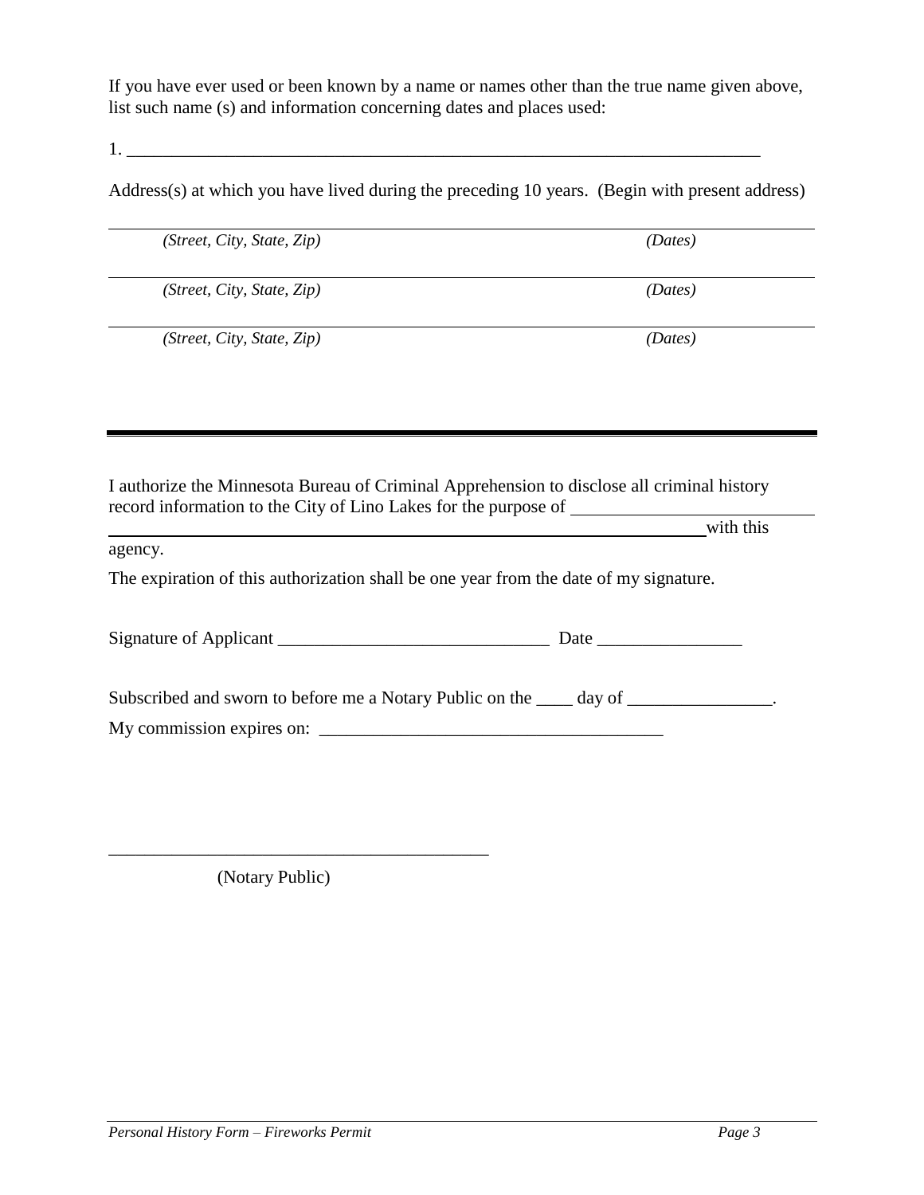If you have ever used or been known by a name or names other than the true name given above, list such name (s) and information concerning dates and places used:

1. ___________________________________________________________________________

Address(s) at which you have lived during the preceding 10 years. (Begin with present address)

| | |
|---|---|
| *(Street, City, State, Zip)* | *(Dates)* |
| *(Street, City, State, Zip)* | *(Dates)* |
| *(Street, City, State, Zip)* | *(Dates)* |

---

I authorize the Minnesota Bureau of Criminal Apprehension to disclose all criminal history record information to the City of Lino Lakes for the purpose of ___________________________ ____________________________________________________________ with this agency.

The expiration of this authorization shall be one year from the date of my signature.

Signature of Applicant ______________________________ Date ________________

Subscribed and sworn to before me a Notary Public on the ____ day of ________________.

My commission expires on: ______________________________________

___________________________________________

(Notary Public)